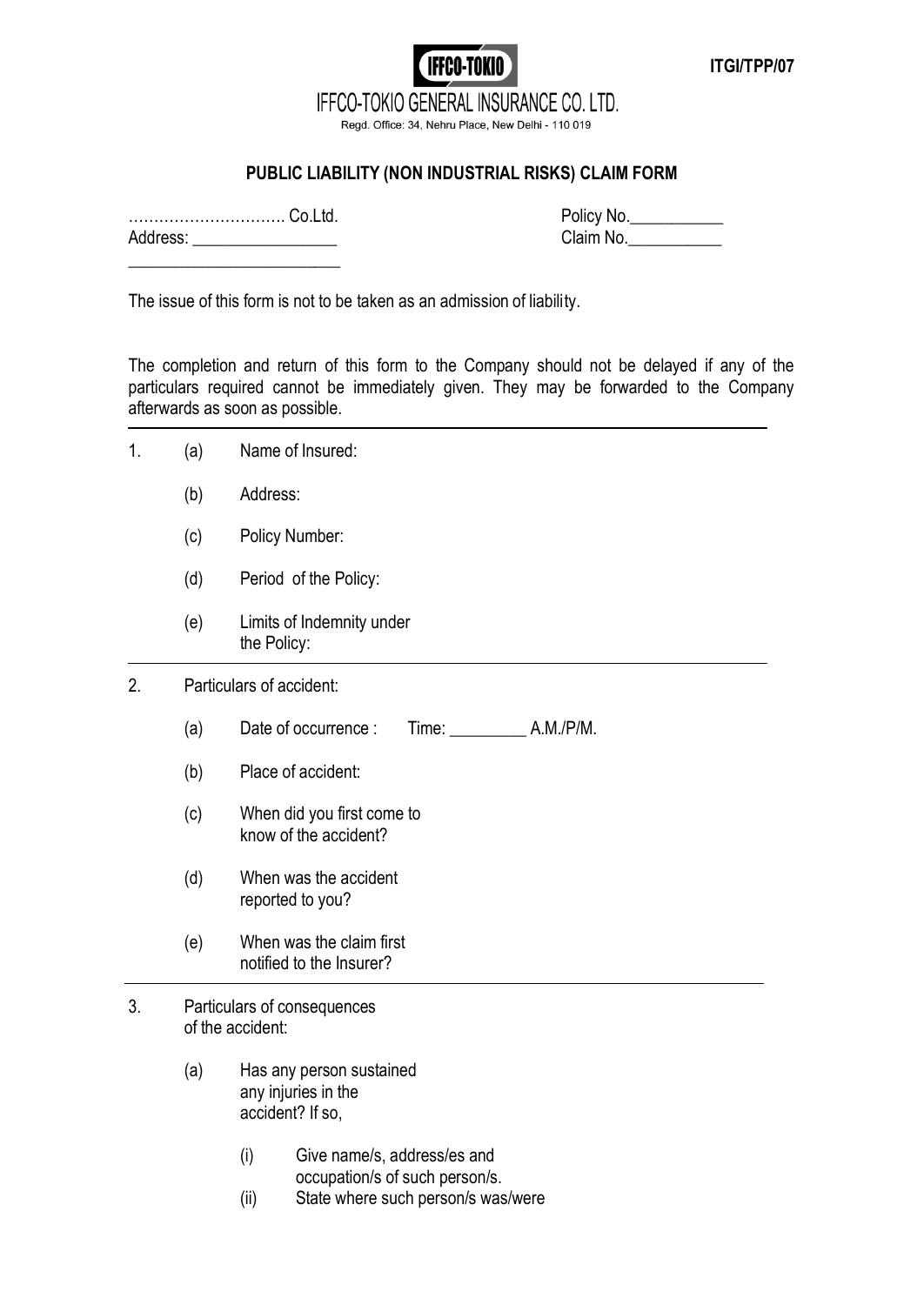ITGI/TPP/07

IFFCO-TOKIO

IFFCO-TOKIO GENERAL INSURANCE CO. LTD.

Regd. Office: 34, Nehru Place, New Delhi - 110 019

## PUBLIC LIABILITY (NON INDUSTRIAL RISKS) CLAIM FORM

…………………………. Co.Ltd.
Address: ________________
________________________

Policy No.___________
Claim No.___________

The issue of this form is not to be taken as an admission of liability.

The completion and return of this form to the Company should not be delayed if any of the particulars required cannot be immediately given. They may be forwarded to the Company afterwards as soon as possible.

---

1. (a) Name of Insured:

   (b) Address:

   (c) Policy Number:

   (d) Period of the Policy:

   (e) Limits of Indemnity under the Policy:

---

2. Particulars of accident:

   (a) Date of occurrence : Time: _________ A.M./P/M.

   (b) Place of accident:

   (c) When did you first come to know of the accident?

   (d) When was the accident reported to you?

   (e) When was the claim first notified to the Insurer?

---

3. Particulars of consequences of the accident:

   (a) Has any person sustained any injuries in the accident? If so,

      (i) Give name/s, address/es and occupation/s of such person/s.

      (ii) State where such person/s was/were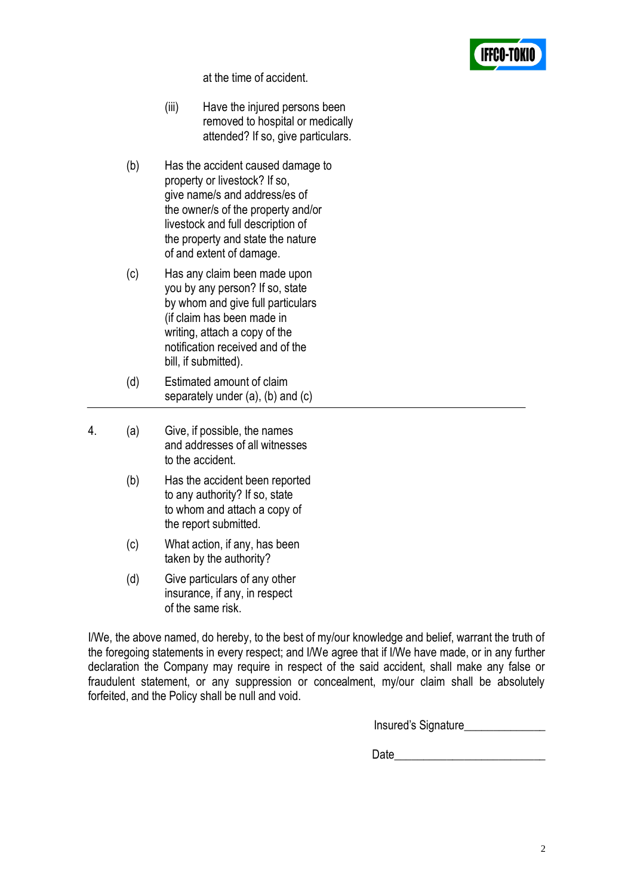at the time of accident.

(iii) Have the injured persons been removed to hospital or medically attended? If so, give particulars.

(b) Has the accident caused damage to property or livestock? If so, give name/s and address/es of the owner/s of the property and/or livestock and full description of the property and state the nature of and extent of damage.

(c) Has any claim been made upon you by any person? If so, state by whom and give full particulars (if claim has been made in writing, attach a copy of the notification received and of the bill, if submitted).

(d) Estimated amount of claim separately under (a), (b) and (c)

---

4. (a) Give, if possible, the names and addresses of all witnesses to the accident.

(b) Has the accident been reported to any authority? If so, state to whom and attach a copy of the report submitted.

(c) What action, if any, has been taken by the authority?

(d) Give particulars of any other insurance, if any, in respect of the same risk.

I/We, the above named, do hereby, to the best of my/our knowledge and belief, warrant the truth of the foregoing statements in every respect; and I/We agree that if I/We have made, or in any further declaration the Company may require in respect of the said accident, shall make any false or fraudulent statement, or any suppression or concealment, my/our claim shall be absolutely forfeited, and the Policy shall be null and void.

Insured's Signature______________

Date__________________________